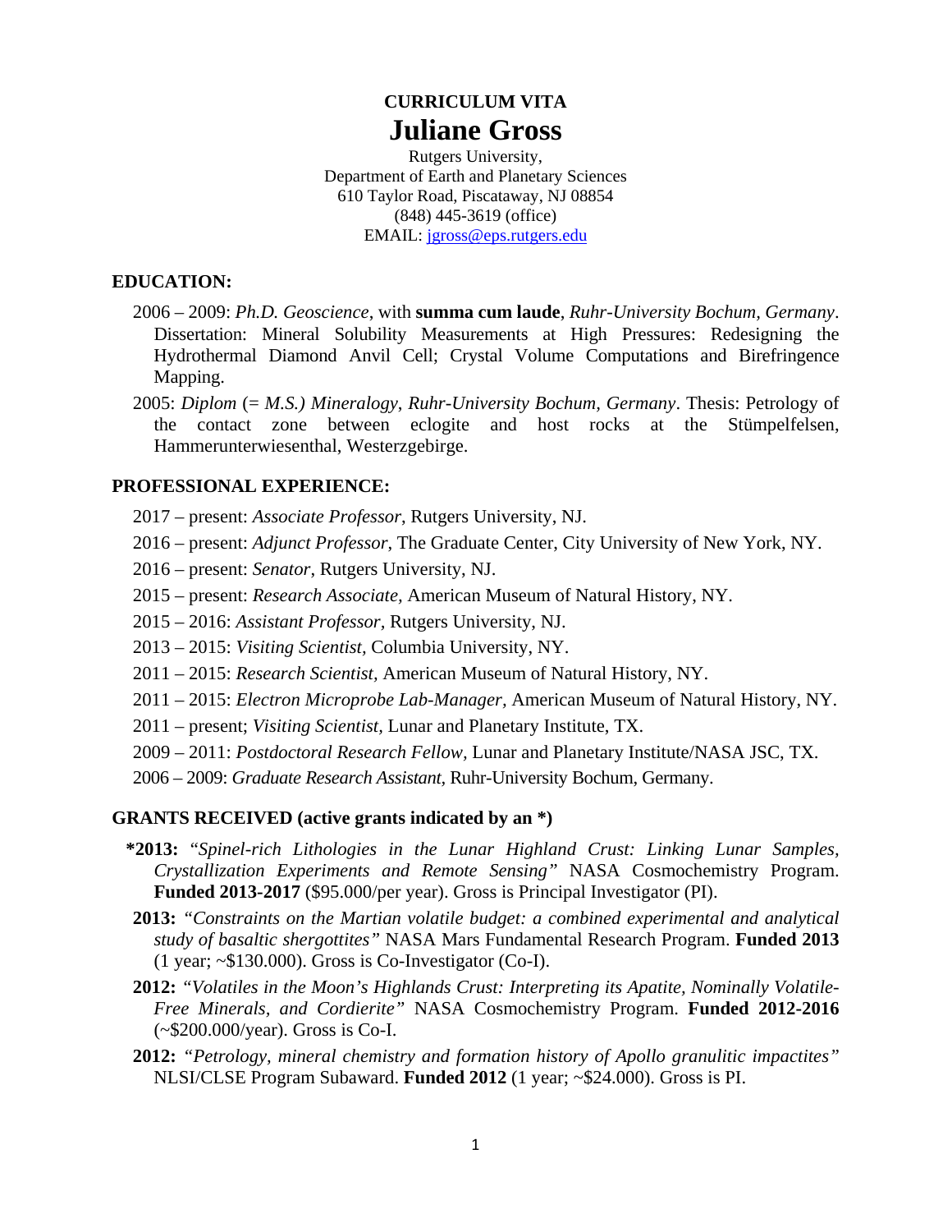# CURRICULUM VITA

# Juliane Gross

Rutgers University,
Department of Earth and Planetary Sciences
610 Taylor Road, Piscataway, NJ 08854
(848) 445-3619 (office)
EMAIL: jgross@eps.rutgers.edu

## EDUCATION:

2006 – 2009: *Ph.D. Geoscience*, with **summa cum laude**, *Ruhr-University Bochum, Germany*. Dissertation: Mineral Solubility Measurements at High Pressures: Redesigning the Hydrothermal Diamond Anvil Cell; Crystal Volume Computations and Birefringence Mapping.

2005: *Diplom* (= *M.S.) Mineralogy*, *Ruhr-University Bochum, Germany*. Thesis: Petrology of the contact zone between eclogite and host rocks at the Stümpelfelsen, Hammerunterwiesenthal, Westerzgebirge.

## PROFESSIONAL EXPERIENCE:

2017 – present: *Associate Professor*, Rutgers University, NJ.

2016 – present: *Adjunct Professor*, The Graduate Center, City University of New York, NY.

2016 – present: *Senator*, Rutgers University, NJ.

2015 – present: *Research Associate,* American Museum of Natural History, NY.

2015 – 2016: *Assistant Professor,* Rutgers University, NJ.

2013 – 2015: *Visiting Scientist,* Columbia University, NY.

2011 – 2015: *Research Scientist,* American Museum of Natural History, NY.

2011 – 2015: *Electron Microprobe Lab-Manager,* American Museum of Natural History, NY.

2011 – present; *Visiting Scientist*, Lunar and Planetary Institute, TX.

2009 – 2011: *Postdoctoral Research Fellow,* Lunar and Planetary Institute/NASA JSC, TX.

2006 – 2009: *Graduate Research Assistant,* Ruhr-University Bochum, Germany.

## GRANTS RECEIVED (active grants indicated by an *)

**\*2013:** *"Spinel-rich Lithologies in the Lunar Highland Crust: Linking Lunar Samples, Crystallization Experiments and Remote Sensing"* NASA Cosmochemistry Program. **Funded 2013-2017** ($95.000/per year). Gross is Principal Investigator (PI).

**2013:** *"Constraints on the Martian volatile budget: a combined experimental and analytical study of basaltic shergottites"* NASA Mars Fundamental Research Program. **Funded 2013** (1 year; ~$130.000). Gross is Co-Investigator (Co-I).

**2012:** *"Volatiles in the Moon's Highlands Crust: Interpreting its Apatite, Nominally Volatile-Free Minerals, and Cordierite"* NASA Cosmochemistry Program. **Funded 2012-2016** (~$200.000/year). Gross is Co-I.

**2012:** *"Petrology, mineral chemistry and formation history of Apollo granulitic impactites"* NLSI/CLSE Program Subaward. **Funded 2012** (1 year; ~$24.000). Gross is PI.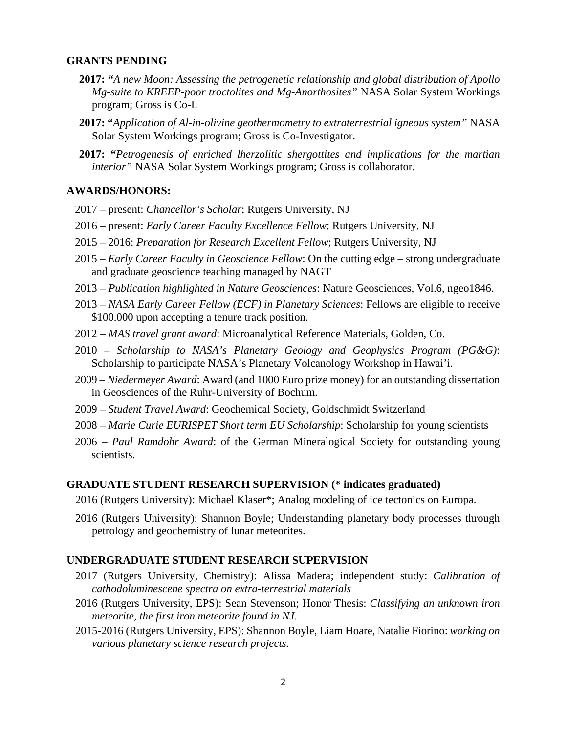## GRANTS PENDING

- **2017: "***A new Moon: Assessing the petrogenetic relationship and global distribution of Apollo Mg-suite to KREEP-poor troctolites and Mg-Anorthosites"* NASA Solar System Workings program; Gross is Co-I.
- **2017: "***Application of Al-in-olivine geothermometry to extraterrestrial igneous system"* NASA Solar System Workings program; Gross is Co-Investigator.
- **2017: "***Petrogenesis of enriched lherzolitic shergottites and implications for the martian interior"* NASA Solar System Workings program; Gross is collaborator.

## AWARDS/HONORS:

- 2017 – present: *Chancellor's Scholar*; Rutgers University, NJ
- 2016 – present: *Early Career Faculty Excellence Fellow*; Rutgers University, NJ
- 2015 – 2016: *Preparation for Research Excellent Fellow*; Rutgers University, NJ
- 2015 – *Early Career Faculty in Geoscience Fellow*: On the cutting edge – strong undergraduate and graduate geoscience teaching managed by NAGT
- 2013 – *Publication highlighted in Nature Geosciences*: Nature Geosciences, Vol.6, ngeo1846.
- 2013 – *NASA Early Career Fellow (ECF) in Planetary Sciences*: Fellows are eligible to receive $100.000 upon accepting a tenure track position.
- 2012 – *MAS travel grant award*: Microanalytical Reference Materials, Golden, Co.
- 2010 – *Scholarship to NASA's Planetary Geology and Geophysics Program (PG&G)*: Scholarship to participate NASA's Planetary Volcanology Workshop in Hawai'i.
- 2009 – *Niedermeyer Award*: Award (and 1000 Euro prize money) for an outstanding dissertation in Geosciences of the Ruhr-University of Bochum.
- 2009 – *Student Travel Award*: Geochemical Society, Goldschmidt Switzerland
- 2008 – *Marie Curie EURISPET Short term EU Scholarship*: Scholarship for young scientists
- 2006 – *Paul Ramdohr Award*: of the German Mineralogical Society for outstanding young scientists.

## GRADUATE STUDENT RESEARCH SUPERVISION (* indicates graduated)

- 2016 (Rutgers University): Michael Klaser*; Analog modeling of ice tectonics on Europa.
- 2016 (Rutgers University): Shannon Boyle; Understanding planetary body processes through petrology and geochemistry of lunar meteorites.

## UNDERGRADUATE STUDENT RESEARCH SUPERVISION

- 2017 (Rutgers University, Chemistry): Alissa Madera; independent study: *Calibration of cathodoluminescene spectra on extra-terrestrial materials*
- 2016 (Rutgers University, EPS): Sean Stevenson; Honor Thesis: *Classifying an unknown iron meteorite, the first iron meteorite found in NJ.*
- 2015-2016 (Rutgers University, EPS): Shannon Boyle, Liam Hoare, Natalie Fiorino: *working on various planetary science research projects.*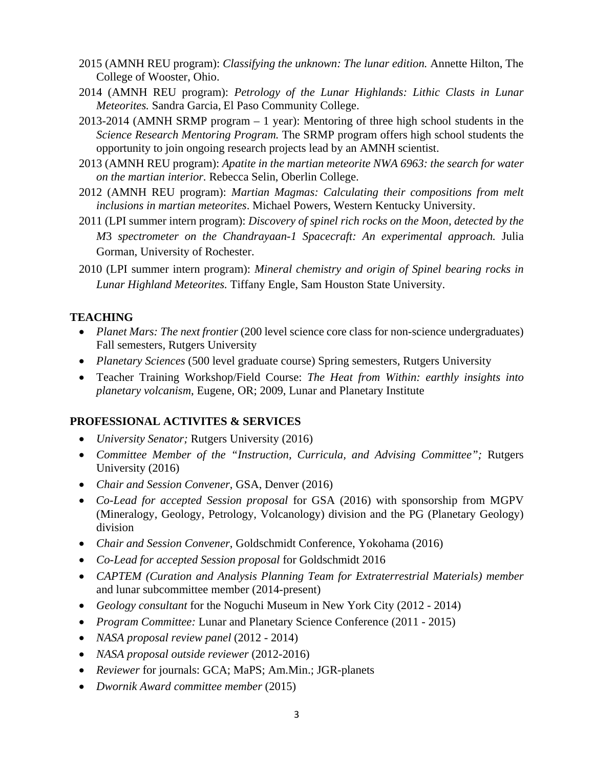- 2015 (AMNH REU program): *Classifying the unknown: The lunar edition.* Annette Hilton, The College of Wooster, Ohio.
- 2014 (AMNH REU program): *Petrology of the Lunar Highlands: Lithic Clasts in Lunar Meteorites.* Sandra Garcia, El Paso Community College.
- 2013-2014 (AMNH SRMP program – 1 year): Mentoring of three high school students in the *Science Research Mentoring Program.* The SRMP program offers high school students the opportunity to join ongoing research projects lead by an AMNH scientist.
- 2013 (AMNH REU program): *Apatite in the martian meteorite NWA 6963: the search for water on the martian interior.* Rebecca Selin, Oberlin College.
- 2012 (AMNH REU program): *Martian Magmas: Calculating their compositions from melt inclusions in martian meteorites*. Michael Powers, Western Kentucky University.
- 2011 (LPI summer intern program): *Discovery of spinel rich rocks on the Moon, detected by the M3 spectrometer on the Chandrayaan-1 Spacecraft: An experimental approach.* Julia Gorman, University of Rochester.
- 2010 (LPI summer intern program): *Mineral chemistry and origin of Spinel bearing rocks in Lunar Highland Meteorites.* Tiffany Engle, Sam Houston State University.

## TEACHING

- *Planet Mars: The next frontier* (200 level science core class for non-science undergraduates) Fall semesters, Rutgers University
- *Planetary Sciences* (500 level graduate course) Spring semesters, Rutgers University
- Teacher Training Workshop/Field Course: *The Heat from Within: earthly insights into planetary volcanism*, Eugene, OR; 2009, Lunar and Planetary Institute

## PROFESSIONAL ACTIVITES & SERVICES

- *University Senator;* Rutgers University (2016)
- *Committee Member of the "Instruction, Curricula, and Advising Committee";* Rutgers University (2016)
- *Chair and Session Convener*, GSA, Denver (2016)
- *Co-Lead for accepted Session proposal* for GSA (2016) with sponsorship from MGPV (Mineralogy, Geology, Petrology, Volcanology) division and the PG (Planetary Geology) division
- *Chair and Session Convener*, Goldschmidt Conference, Yokohama (2016)
- *Co-Lead for accepted Session proposal* for Goldschmidt 2016
- *CAPTEM (Curation and Analysis Planning Team for Extraterrestrial Materials) member* and lunar subcommittee member (2014-present)
- *Geology consultant* for the Noguchi Museum in New York City (2012 - 2014)
- *Program Committee:* Lunar and Planetary Science Conference (2011 - 2015)
- *NASA proposal review panel* (2012 - 2014)
- *NASA proposal outside reviewer* (2012-2016)
- *Reviewer* for journals: GCA; MaPS; Am.Min.; JGR-planets
- *Dwornik Award committee member* (2015)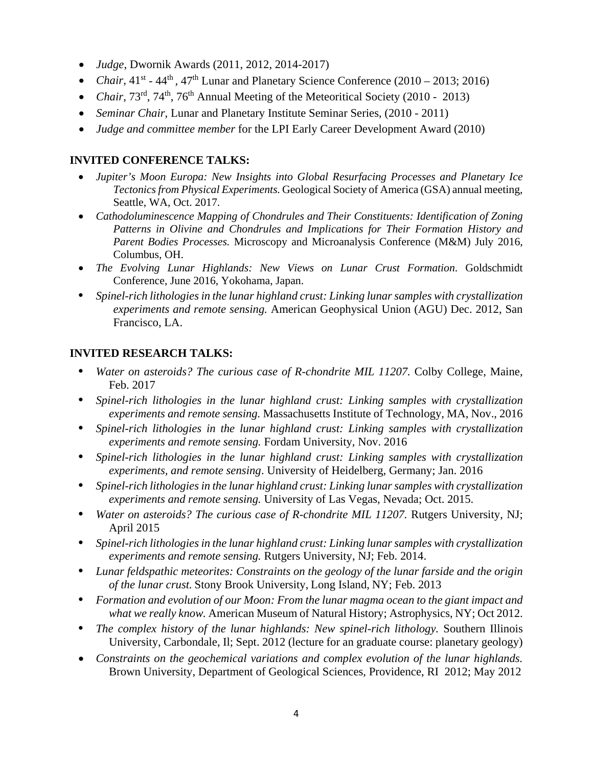- *Judge*, Dwornik Awards (2011, 2012, 2014-2017)
- *Chair*, 41st - 44th , 47th Lunar and Planetary Science Conference (2010 – 2013; 2016)
- *Chair*, 73rd, 74th, 76th Annual Meeting of the Meteoritical Society (2010 - 2013)
- *Seminar Chair,* Lunar and Planetary Institute Seminar Series, (2010 - 2011)
- *Judge and committee member* for the LPI Early Career Development Award (2010)

## INVITED CONFERENCE TALKS:

- *Jupiter's Moon Europa: New Insights into Global Resurfacing Processes and Planetary Ice Tectonics from Physical Experiments.* Geological Society of America (GSA) annual meeting, Seattle, WA, Oct. 2017.
- *Cathodoluminescence Mapping of Chondrules and Their Constituents: Identification of Zoning Patterns in Olivine and Chondrules and Implications for Their Formation History and Parent Bodies Processes.* Microscopy and Microanalysis Conference (M&M) July 2016, Columbus, OH.
- *The Evolving Lunar Highlands: New Views on Lunar Crust Formation*. Goldschmidt Conference, June 2016, Yokohama, Japan.
- *Spinel-rich lithologies in the lunar highland crust: Linking lunar samples with crystallization experiments and remote sensing.* American Geophysical Union (AGU) Dec. 2012, San Francisco, LA.

## INVITED RESEARCH TALKS:

- *Water on asteroids? The curious case of R-chondrite MIL 11207.* Colby College, Maine, Feb. 2017
- *Spinel-rich lithologies in the lunar highland crust: Linking samples with crystallization experiments and remote sensing.* Massachusetts Institute of Technology, MA, Nov., 2016
- *Spinel-rich lithologies in the lunar highland crust: Linking samples with crystallization experiments and remote sensing.* Fordam University, Nov. 2016
- *Spinel-rich lithologies in the lunar highland crust: Linking samples with crystallization experiments, and remote sensing*. University of Heidelberg, Germany; Jan. 2016
- *Spinel-rich lithologies in the lunar highland crust: Linking lunar samples with crystallization experiments and remote sensing.* University of Las Vegas, Nevada; Oct. 2015.
- *Water on asteroids? The curious case of R-chondrite MIL 11207.* Rutgers University, NJ; April 2015
- *Spinel-rich lithologies in the lunar highland crust: Linking lunar samples with crystallization experiments and remote sensing.* Rutgers University, NJ; Feb. 2014.
- *Lunar feldspathic meteorites: Constraints on the geology of the lunar farside and the origin of the lunar crust.* Stony Brook University, Long Island, NY; Feb. 2013
- *Formation and evolution of our Moon: From the lunar magma ocean to the giant impact and what we really know.* American Museum of Natural History; Astrophysics, NY; Oct 2012.
- *The complex history of the lunar highlands: New spinel-rich lithology.* Southern Illinois University, Carbondale, Il; Sept. 2012 (lecture for an graduate course: planetary geology)
- *Constraints on the geochemical variations and complex evolution of the lunar highlands.* Brown University, Department of Geological Sciences, Providence, RI 2012; May 2012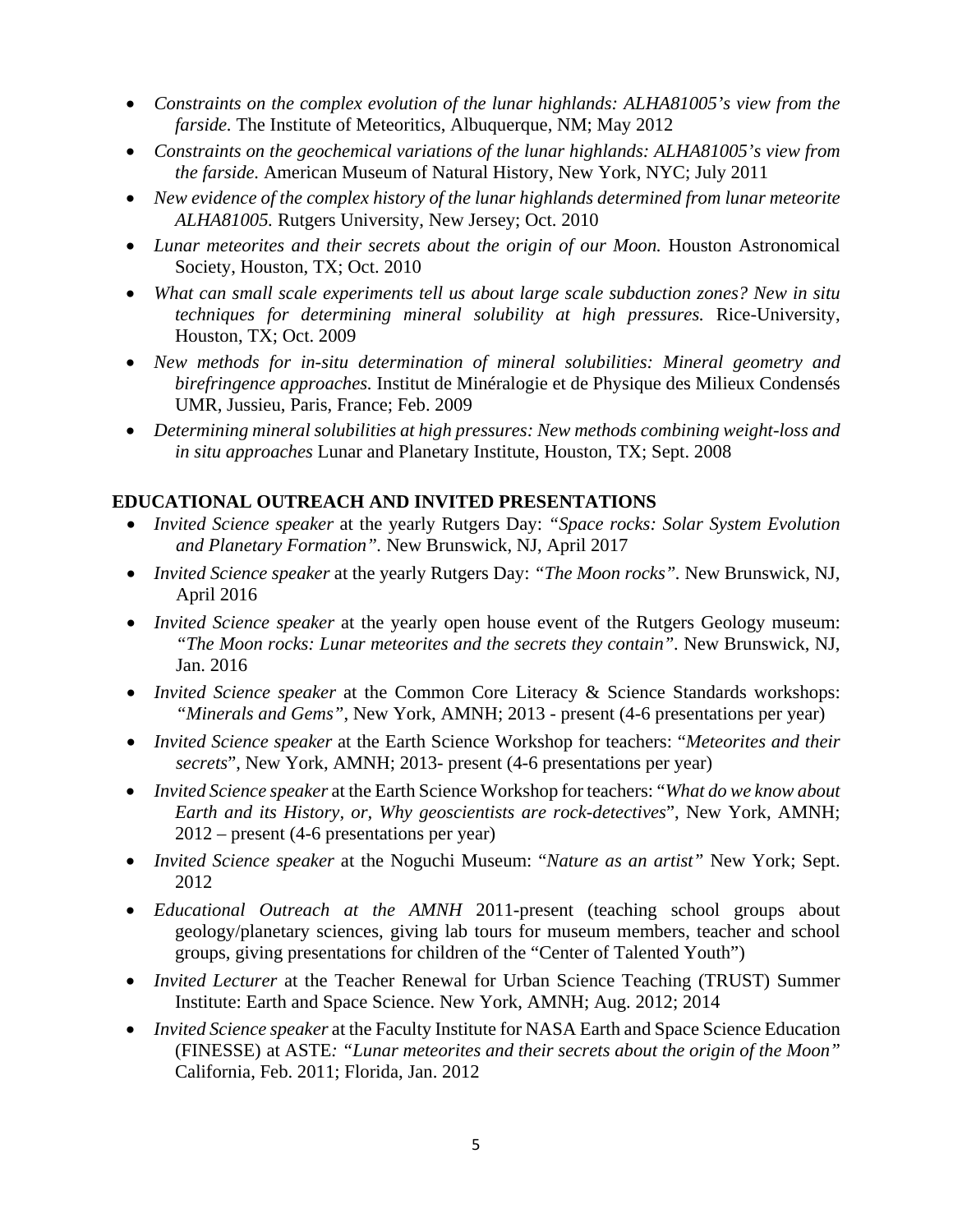- *Constraints on the complex evolution of the lunar highlands: ALHA81005's view from the farside.* The Institute of Meteoritics, Albuquerque, NM; May 2012
- *Constraints on the geochemical variations of the lunar highlands: ALHA81005's view from the farside.* American Museum of Natural History, New York, NYC; July 2011
- *New evidence of the complex history of the lunar highlands determined from lunar meteorite ALHA81005.* Rutgers University, New Jersey; Oct. 2010
- *Lunar meteorites and their secrets about the origin of our Moon.* Houston Astronomical Society, Houston, TX; Oct. 2010
- *What can small scale experiments tell us about large scale subduction zones? New in situ techniques for determining mineral solubility at high pressures.* Rice-University, Houston, TX; Oct. 2009
- *New methods for in-situ determination of mineral solubilities: Mineral geometry and birefringence approaches.* Institut de Minéralogie et de Physique des Milieux Condensés UMR, Jussieu, Paris, France; Feb. 2009
- *Determining mineral solubilities at high pressures: New methods combining weight-loss and in situ approaches* Lunar and Planetary Institute, Houston, TX; Sept. 2008

**EDUCATIONAL OUTREACH AND INVITED PRESENTATIONS**

- *Invited Science speaker* at the yearly Rutgers Day: *"Space rocks: Solar System Evolution and Planetary Formation".* New Brunswick, NJ, April 2017
- *Invited Science speaker* at the yearly Rutgers Day: *"The Moon rocks".* New Brunswick, NJ, April 2016
- *Invited Science speaker* at the yearly open house event of the Rutgers Geology museum: *"The Moon rocks: Lunar meteorites and the secrets they contain".* New Brunswick, NJ, Jan. 2016
- *Invited Science speaker* at the Common Core Literacy & Science Standards workshops: *"Minerals and Gems"*, New York, AMNH; 2013 - present (4-6 presentations per year)
- *Invited Science speaker* at the Earth Science Workshop for teachers: "*Meteorites and their secrets*", New York, AMNH; 2013- present (4-6 presentations per year)
- *Invited Science speaker* at the Earth Science Workshop for teachers: "*What do we know about Earth and its History, or, Why geoscientists are rock-detectives*", New York, AMNH; 2012 – present (4-6 presentations per year)
- *Invited Science speaker* at the Noguchi Museum: "*Nature as an artist"* New York; Sept. 2012
- *Educational Outreach at the AMNH* 2011-present (teaching school groups about geology/planetary sciences, giving lab tours for museum members, teacher and school groups, giving presentations for children of the "Center of Talented Youth")
- *Invited Lecturer* at the Teacher Renewal for Urban Science Teaching (TRUST) Summer Institute: Earth and Space Science. New York, AMNH; Aug. 2012; 2014
- *Invited Science speaker* at the Faculty Institute for NASA Earth and Space Science Education (FINESSE) at ASTE*: "Lunar meteorites and their secrets about the origin of the Moon"* California, Feb. 2011; Florida, Jan. 2012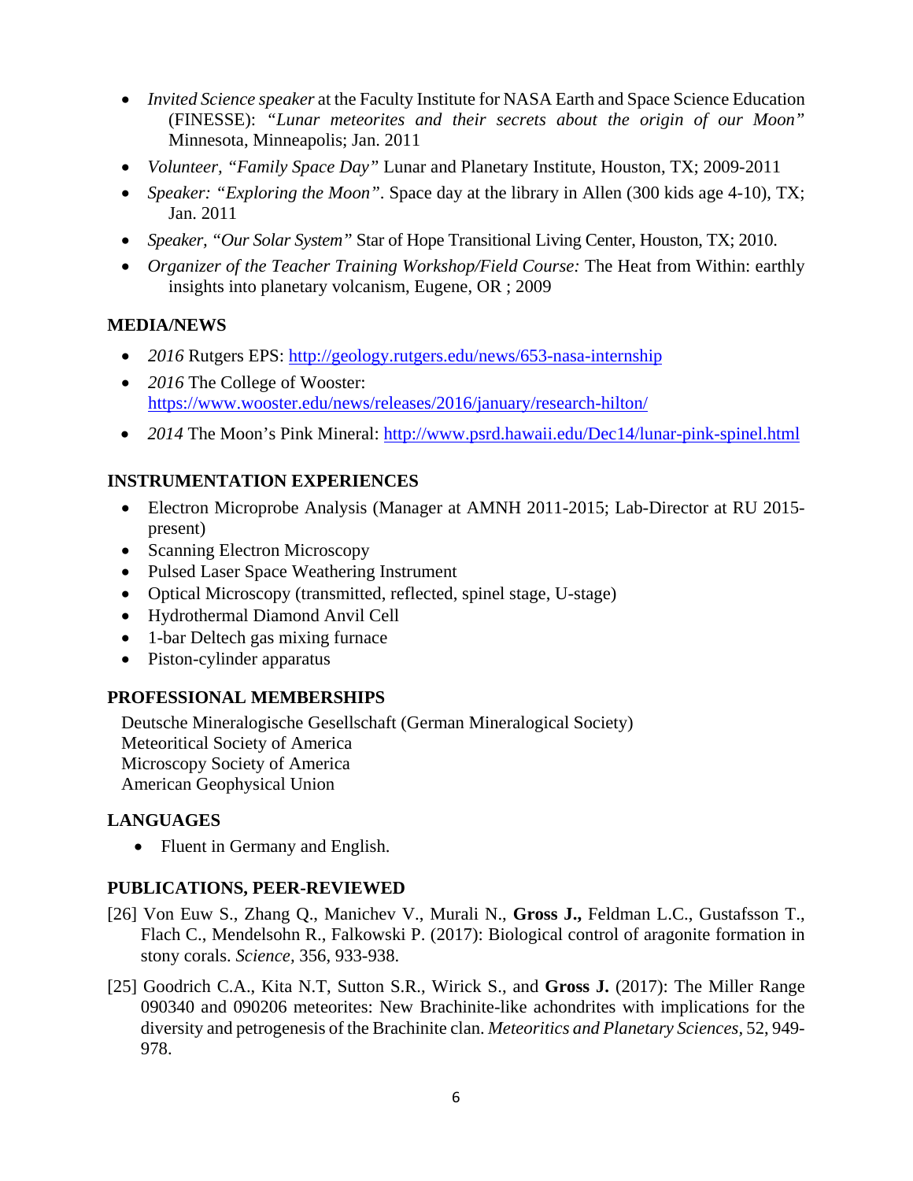- *Invited Science speaker* at the Faculty Institute for NASA Earth and Space Science Education (FINESSE): *"Lunar meteorites and their secrets about the origin of our Moon"* Minnesota, Minneapolis; Jan. 2011
- *Volunteer, "Family Space Day"* Lunar and Planetary Institute, Houston, TX; 2009-2011
- *Speaker: "Exploring the Moon"*. Space day at the library in Allen (300 kids age 4-10), TX; Jan. 2011
- *Speaker, "Our Solar System"* Star of Hope Transitional Living Center, Houston, TX; 2010.
- *Organizer of the Teacher Training Workshop/Field Course:* The Heat from Within: earthly insights into planetary volcanism, Eugene, OR ; 2009

## MEDIA/NEWS

- *2016* Rutgers EPS: http://geology.rutgers.edu/news/653-nasa-internship
- *2016* The College of Wooster: https://www.wooster.edu/news/releases/2016/january/research-hilton/
- *2014* The Moon's Pink Mineral: http://www.psrd.hawaii.edu/Dec14/lunar-pink-spinel.html

## INSTRUMENTATION EXPERIENCES

- Electron Microprobe Analysis (Manager at AMNH 2011-2015; Lab-Director at RU 2015-present)
- Scanning Electron Microscopy
- Pulsed Laser Space Weathering Instrument
- Optical Microscopy (transmitted, reflected, spinel stage, U-stage)
- Hydrothermal Diamond Anvil Cell
- 1-bar Deltech gas mixing furnace
- Piston-cylinder apparatus

## PROFESSIONAL MEMBERSHIPS

Deutsche Mineralogische Gesellschaft (German Mineralogical Society)
Meteoritical Society of America
Microscopy Society of America
American Geophysical Union

## LANGUAGES

- Fluent in Germany and English.

## PUBLICATIONS, PEER-REVIEWED

[26] Von Euw S., Zhang Q., Manichev V., Murali N., **Gross J.,** Feldman L.C., Gustafsson T., Flach C., Mendelsohn R., Falkowski P. (2017): Biological control of aragonite formation in stony corals. *Science,* 356, 933-938.

[25] Goodrich C.A., Kita N.T, Sutton S.R., Wirick S., and **Gross J.** (2017): The Miller Range 090340 and 090206 meteorites: New Brachinite-like achondrites with implications for the diversity and petrogenesis of the Brachinite clan. *Meteoritics and Planetary Sciences*, 52, 949-978.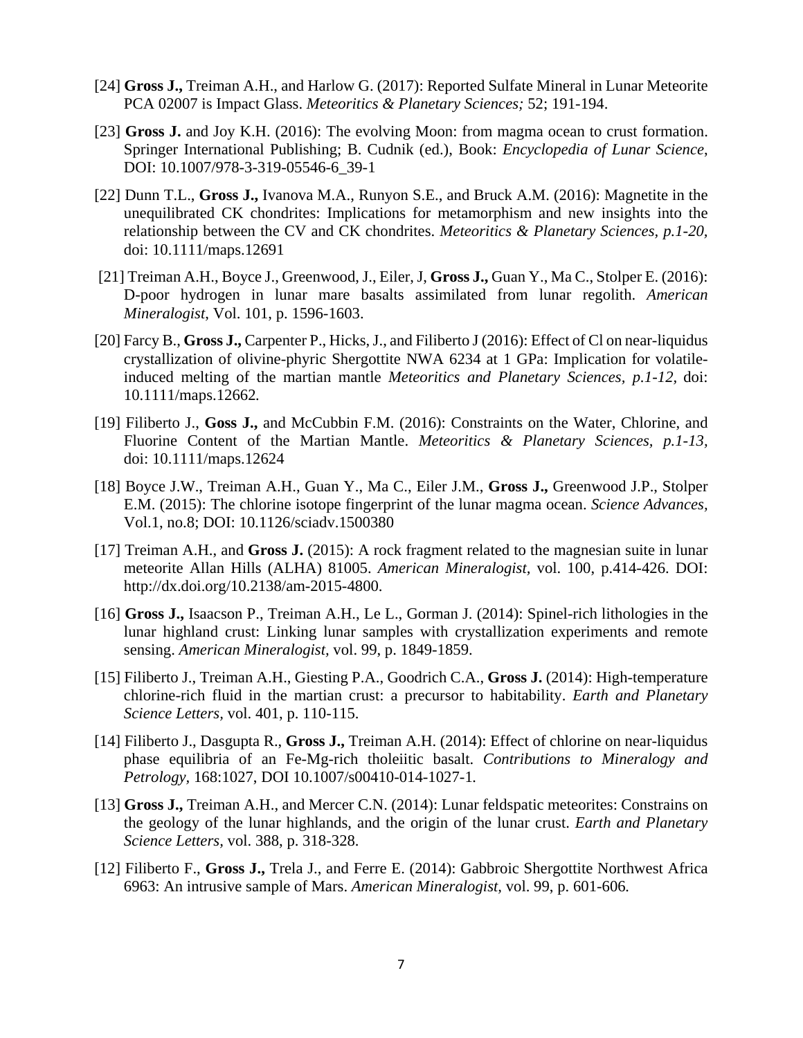[24] **Gross J.,** Treiman A.H., and Harlow G. (2017): Reported Sulfate Mineral in Lunar Meteorite PCA 02007 is Impact Glass. *Meteoritics & Planetary Sciences;* 52; 191-194.

[23] **Gross J.** and Joy K.H. (2016): The evolving Moon: from magma ocean to crust formation. Springer International Publishing; B. Cudnik (ed.), Book: *Encyclopedia of Lunar Science*, DOI: 10.1007/978-3-319-05546-6_39-1

[22] Dunn T.L., **Gross J.,** Ivanova M.A., Runyon S.E., and Bruck A.M. (2016): Magnetite in the unequilibrated CK chondrites: Implications for metamorphism and new insights into the relationship between the CV and CK chondrites. *Meteoritics & Planetary Sciences, p.1-20,* doi: 10.1111/maps.12691

[21] Treiman A.H., Boyce J., Greenwood, J., Eiler, J, **Gross J.,** Guan Y., Ma C., Stolper E. (2016): D-poor hydrogen in lunar mare basalts assimilated from lunar regolith. *American Mineralogist*, Vol. 101, p. 1596-1603.

[20] Farcy B., **Gross J.,** Carpenter P., Hicks, J., and Filiberto J (2016): Effect of Cl on near-liquidus crystallization of olivine-phyric Shergottite NWA 6234 at 1 GPa: Implication for volatile-induced melting of the martian mantle *Meteoritics and Planetary Sciences, p.1-12,* doi: 10.1111/maps.12662.

[19] Filiberto J., **Goss J.,** and McCubbin F.M. (2016): Constraints on the Water, Chlorine, and Fluorine Content of the Martian Mantle. *Meteoritics & Planetary Sciences, p.1-13,* doi: 10.1111/maps.12624

[18] Boyce J.W., Treiman A.H., Guan Y., Ma C., Eiler J.M., **Gross J.,** Greenwood J.P., Stolper E.M. (2015): The chlorine isotope fingerprint of the lunar magma ocean. *Science Advances,* Vol.1, no.8; DOI: 10.1126/sciadv.1500380

[17] Treiman A.H., and **Gross J.** (2015): A rock fragment related to the magnesian suite in lunar meteorite Allan Hills (ALHA) 81005. *American Mineralogist,* vol. 100, p.414-426. DOI: http://dx.doi.org/10.2138/am-2015-4800.

[16] **Gross J.,** Isaacson P., Treiman A.H., Le L., Gorman J. (2014): Spinel-rich lithologies in the lunar highland crust: Linking lunar samples with crystallization experiments and remote sensing. *American Mineralogist*, vol. 99, p. 1849-1859.

[15] Filiberto J., Treiman A.H., Giesting P.A., Goodrich C.A., **Gross J.** (2014): High-temperature chlorine-rich fluid in the martian crust: a precursor to habitability. *Earth and Planetary Science Letters*, vol. 401, p. 110-115.

[14] Filiberto J., Dasgupta R., **Gross J.,** Treiman A.H. (2014): Effect of chlorine on near-liquidus phase equilibria of an Fe-Mg-rich tholeiitic basalt. *Contributions to Mineralogy and Petrology*, 168:1027, DOI 10.1007/s00410-014-1027-1.

[13] **Gross J.,** Treiman A.H., and Mercer C.N. (2014): Lunar feldspatic meteorites: Constrains on the geology of the lunar highlands, and the origin of the lunar crust. *Earth and Planetary Science Letters*, vol. 388, p. 318-328.

[12] Filiberto F., **Gross J.,** Trela J., and Ferre E. (2014): Gabbroic Shergottite Northwest Africa 6963: An intrusive sample of Mars. *American Mineralogist,* vol. 99, p. 601-606.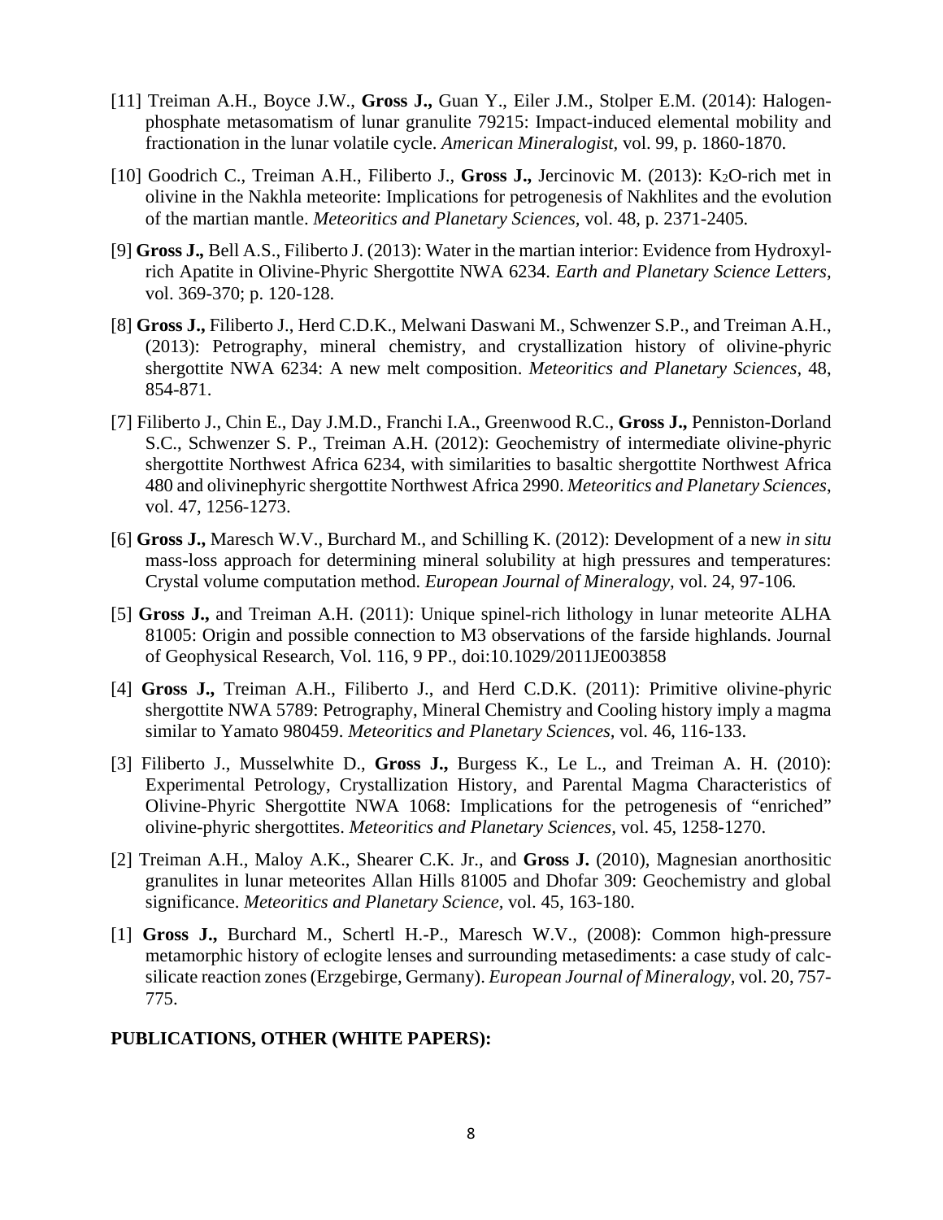[11] Treiman A.H., Boyce J.W., **Gross J.,** Guan Y., Eiler J.M., Stolper E.M. (2014): Halogen-phosphate metasomatism of lunar granulite 79215: Impact-induced elemental mobility and fractionation in the lunar volatile cycle. *American Mineralogist,* vol. 99, p. 1860-1870.

[10] Goodrich C., Treiman A.H., Filiberto J., **Gross J.,** Jercinovic M. (2013): $K_2O$-rich met in olivine in the Nakhla meteorite: Implications for petrogenesis of Nakhlites and the evolution of the martian mantle. *Meteoritics and Planetary Sciences,* vol. 48, p. 2371-2405*.*

[9] **Gross J.,** Bell A.S., Filiberto J. (2013): Water in the martian interior: Evidence from Hydroxyl-rich Apatite in Olivine-Phyric Shergottite NWA 6234. *Earth and Planetary Science Letters,* vol. 369-370; p. 120-128.

[8] **Gross J.,** Filiberto J., Herd C.D.K., Melwani Daswani M., Schwenzer S.P., and Treiman A.H., (2013): Petrography, mineral chemistry, and crystallization history of olivine-phyric shergottite NWA 6234: A new melt composition. *Meteoritics and Planetary Sciences*, 48, 854-871.

[7] Filiberto J., Chin E., Day J.M.D., Franchi I.A., Greenwood R.C., **Gross J.,** Penniston-Dorland S.C., Schwenzer S. P., Treiman A.H. (2012): Geochemistry of intermediate olivine-phyric shergottite Northwest Africa 6234, with similarities to basaltic shergottite Northwest Africa 480 and olivinephyric shergottite Northwest Africa 2990. *Meteoritics and Planetary Sciences*, vol. 47, 1256-1273.

[6] **Gross J.,** Maresch W.V., Burchard M., and Schilling K. (2012): Development of a new *in situ* mass-loss approach for determining mineral solubility at high pressures and temperatures: Crystal volume computation method. *European Journal of Mineralogy,* vol. 24, 97-106*.*

[5] **Gross J.,** and Treiman A.H. (2011): Unique spinel-rich lithology in lunar meteorite ALHA 81005: Origin and possible connection to M3 observations of the farside highlands. Journal of Geophysical Research, Vol. 116, 9 PP., doi:10.1029/2011JE003858

[4] **Gross J.,** Treiman A.H., Filiberto J., and Herd C.D.K. (2011): Primitive olivine-phyric shergottite NWA 5789: Petrography, Mineral Chemistry and Cooling history imply a magma similar to Yamato 980459. *Meteoritics and Planetary Sciences,* vol. 46, 116-133.

[3] Filiberto J., Musselwhite D., **Gross J.,** Burgess K., Le L., and Treiman A. H. (2010): Experimental Petrology, Crystallization History, and Parental Magma Characteristics of Olivine-Phyric Shergottite NWA 1068: Implications for the petrogenesis of "enriched" olivine-phyric shergottites. *Meteoritics and Planetary Sciences,* vol. 45, 1258-1270.

[2] Treiman A.H., Maloy A.K., Shearer C.K. Jr., and **Gross J.** (2010), Magnesian anorthositic granulites in lunar meteorites Allan Hills 81005 and Dhofar 309: Geochemistry and global significance. *Meteoritics and Planetary Science,* vol. 45, 163-180.

[1] **Gross J.,** Burchard M., Schertl H.-P., Maresch W.V., (2008): Common high-pressure metamorphic history of eclogite lenses and surrounding metasediments: a case study of calc-silicate reaction zones (Erzgebirge, Germany). *European Journal of Mineralogy*, vol. 20, 757-775.

**PUBLICATIONS, OTHER (WHITE PAPERS):**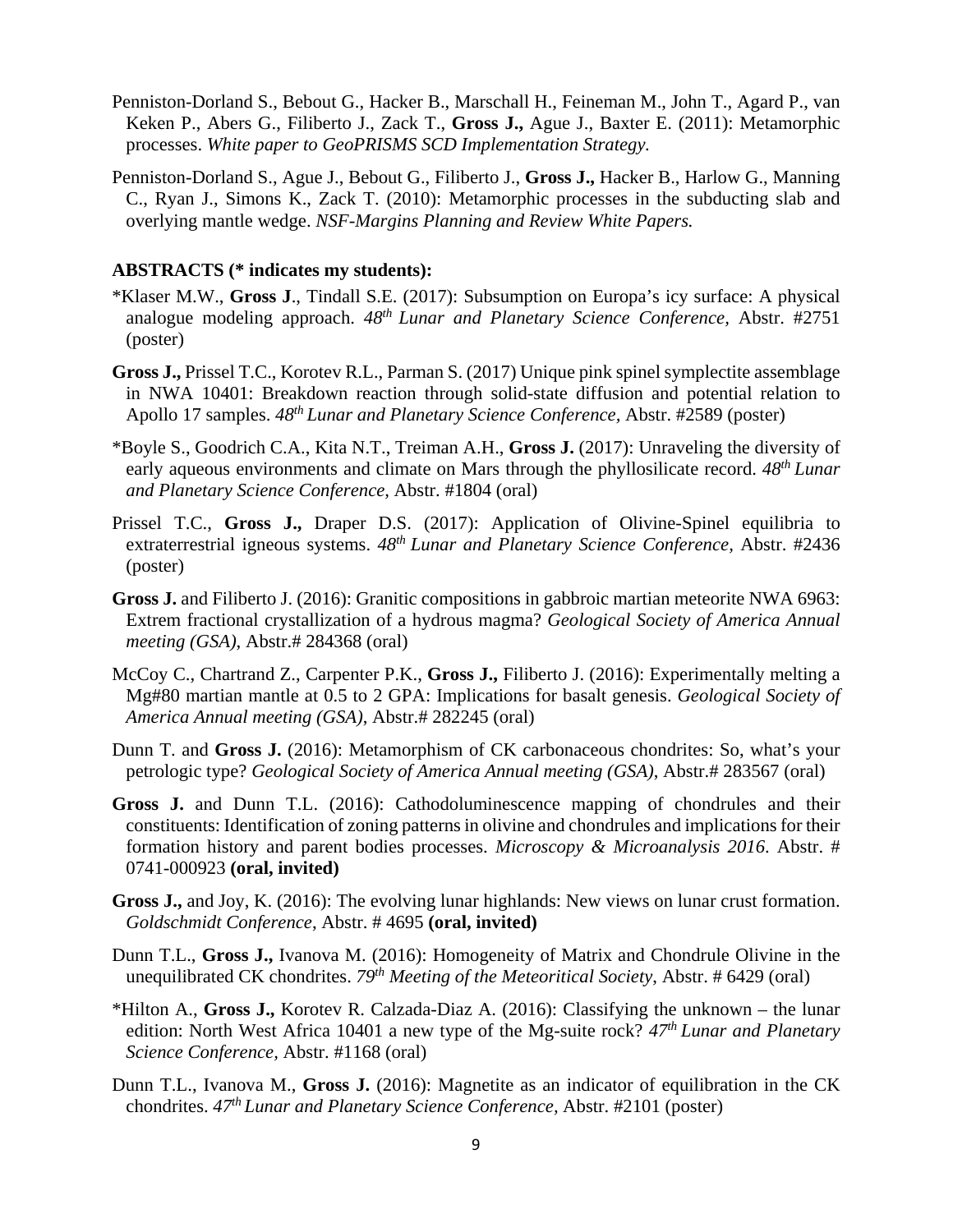Penniston-Dorland S., Bebout G., Hacker B., Marschall H., Feineman M., John T., Agard P., van Keken P., Abers G., Filiberto J., Zack T., **Gross J.,** Ague J., Baxter E. (2011): Metamorphic processes. *White paper to GeoPRISMS SCD Implementation Strategy.*

Penniston-Dorland S., Ague J., Bebout G., Filiberto J., **Gross J.,** Hacker B., Harlow G., Manning C., Ryan J., Simons K., Zack T. (2010): Metamorphic processes in the subducting slab and overlying mantle wedge. *NSF-Margins Planning and Review White Papers.*

**ABSTRACTS (* indicates my students):**

*Klaser M.W., **Gross J**., Tindall S.E. (2017): Subsumption on Europa's icy surface: A physical analogue modeling approach. *48th Lunar and Planetary Science Conference*, Abstr. #2751 (poster)

**Gross J.,** Prissel T.C., Korotev R.L., Parman S. (2017) Unique pink spinel symplectite assemblage in NWA 10401: Breakdown reaction through solid-state diffusion and potential relation to Apollo 17 samples. *48th Lunar and Planetary Science Conference*, Abstr. #2589 (poster)

*Boyle S., Goodrich C.A., Kita N.T., Treiman A.H., **Gross J.** (2017): Unraveling the diversity of early aqueous environments and climate on Mars through the phyllosilicate record. *48th Lunar and Planetary Science Conference*, Abstr. #1804 (oral)

Prissel T.C., **Gross J.,** Draper D.S. (2017): Application of Olivine-Spinel equilibria to extraterrestrial igneous systems. *48th Lunar and Planetary Science Conference*, Abstr. #2436 (poster)

**Gross J.** and Filiberto J. (2016): Granitic compositions in gabbroic martian meteorite NWA 6963: Extrem fractional crystallization of a hydrous magma? *Geological Society of America Annual meeting (GSA)*, Abstr.# 284368 (oral)

McCoy C., Chartrand Z., Carpenter P.K., **Gross J.,** Filiberto J. (2016): Experimentally melting a Mg#80 martian mantle at 0.5 to 2 GPA: Implications for basalt genesis. *Geological Society of America Annual meeting (GSA)*, Abstr.# 282245 (oral)

Dunn T. and **Gross J.** (2016): Metamorphism of CK carbonaceous chondrites: So, what's your petrologic type? *Geological Society of America Annual meeting (GSA)*, Abstr.# 283567 (oral)

**Gross J.** and Dunn T.L. (2016): Cathodoluminescence mapping of chondrules and their constituents: Identification of zoning patterns in olivine and chondrules and implications for their formation history and parent bodies processes. *Microscopy & Microanalysis 2016*. Abstr. # 0741-000923 **(oral, invited)**

**Gross J.,** and Joy, K. (2016): The evolving lunar highlands: New views on lunar crust formation. *Goldschmidt Conference*, Abstr. # 4695 **(oral, invited)**

Dunn T.L., **Gross J.,** Ivanova M. (2016): Homogeneity of Matrix and Chondrule Olivine in the unequilibrated CK chondrites. *79th Meeting of the Meteoritical Society*, Abstr. # 6429 (oral)

*Hilton A., **Gross J.,** Korotev R. Calzada-Diaz A. (2016): Classifying the unknown – the lunar edition: North West Africa 10401 a new type of the Mg-suite rock? *47th Lunar and Planetary Science Conference*, Abstr. #1168 (oral)

Dunn T.L., Ivanova M., **Gross J.** (2016): Magnetite as an indicator of equilibration in the CK chondrites. *47th Lunar and Planetary Science Conference*, Abstr. #2101 (poster)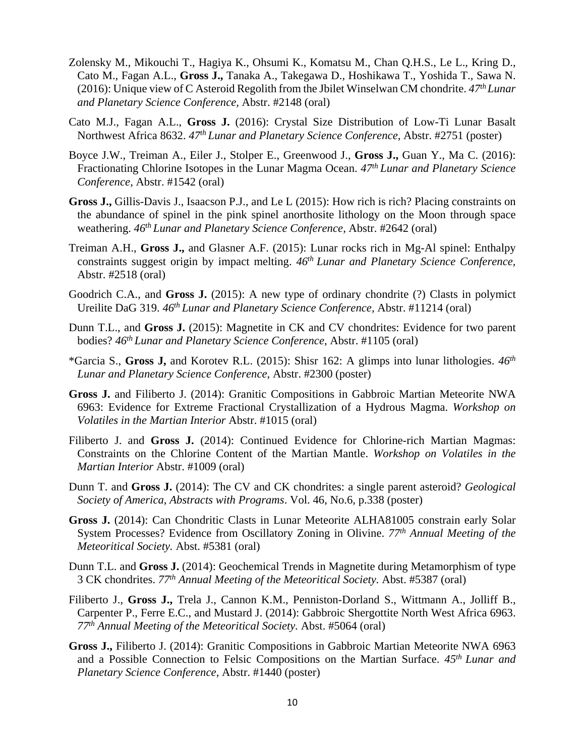Zolensky M., Mikouchi T., Hagiya K., Ohsumi K., Komatsu M., Chan Q.H.S., Le L., Kring D., Cato M., Fagan A.L., **Gross J.,** Tanaka A., Takegawa D., Hoshikawa T., Yoshida T., Sawa N. (2016): Unique view of C Asteroid Regolith from the Jbilet Winselwan CM chondrite. *47th Lunar and Planetary Science Conference,* Abstr. #2148 (oral)

Cato M.J., Fagan A.L., **Gross J.** (2016): Crystal Size Distribution of Low-Ti Lunar Basalt Northwest Africa 8632. *47th Lunar and Planetary Science Conference,* Abstr. #2751 (poster)

Boyce J.W., Treiman A., Eiler J., Stolper E., Greenwood J., **Gross J.,** Guan Y., Ma C. (2016): Fractionating Chlorine Isotopes in the Lunar Magma Ocean. *47th Lunar and Planetary Science Conference,* Abstr. #1542 (oral)

**Gross J.,** Gillis-Davis J., Isaacson P.J., and Le L (2015): How rich is rich? Placing constraints on the abundance of spinel in the pink spinel anorthosite lithology on the Moon through space weathering. *46th Lunar and Planetary Science Conference,* Abstr. #2642 (oral)

Treiman A.H., **Gross J.,** and Glasner A.F. (2015): Lunar rocks rich in Mg-Al spinel: Enthalpy constraints suggest origin by impact melting. *46th Lunar and Planetary Science Conference,* Abstr. #2518 (oral)

Goodrich C.A., and **Gross J.** (2015): A new type of ordinary chondrite (?) Clasts in polymict Ureilite DaG 319. *46th Lunar and Planetary Science Conference,* Abstr. #11214 (oral)

Dunn T.L., and **Gross J.** (2015): Magnetite in CK and CV chondrites: Evidence for two parent bodies? *46th Lunar and Planetary Science Conference,* Abstr. #1105 (oral)

*Garcia S., **Gross J,** and Korotev R.L. (2015): Shisr 162: A glimps into lunar lithologies. *46th Lunar and Planetary Science Conference,* Abstr. #2300 (poster)

**Gross J.** and Filiberto J. (2014): Granitic Compositions in Gabbroic Martian Meteorite NWA 6963: Evidence for Extreme Fractional Crystallization of a Hydrous Magma. *Workshop on Volatiles in the Martian Interior* Abstr. #1015 (oral)

Filiberto J. and **Gross J.** (2014): Continued Evidence for Chlorine-rich Martian Magmas: Constraints on the Chlorine Content of the Martian Mantle. *Workshop on Volatiles in the Martian Interior* Abstr. #1009 (oral)

Dunn T. and **Gross J.** (2014): The CV and CK chondrites: a single parent asteroid? *Geological Society of America, Abstracts with Programs*. Vol. 46, No.6, p.338 (poster)

**Gross J.** (2014): Can Chondritic Clasts in Lunar Meteorite ALHA81005 constrain early Solar System Processes? Evidence from Oscillatory Zoning in Olivine. *77th Annual Meeting of the Meteoritical Society.* Abst. #5381 (oral)

Dunn T.L. and **Gross J.** (2014): Geochemical Trends in Magnetite during Metamorphism of type 3 CK chondrites. *77th Annual Meeting of the Meteoritical Society.* Abst. #5387 (oral)

Filiberto J., **Gross J.,** Trela J., Cannon K.M., Penniston-Dorland S., Wittmann A., Jolliff B., Carpenter P., Ferre E.C., and Mustard J. (2014): Gabbroic Shergottite North West Africa 6963. *77th Annual Meeting of the Meteoritical Society.* Abst. #5064 (oral)

**Gross J.,** Filiberto J. (2014): Granitic Compositions in Gabbroic Martian Meteorite NWA 6963 and a Possible Connection to Felsic Compositions on the Martian Surface. *45th Lunar and Planetary Science Conference,* Abstr. #1440 (poster)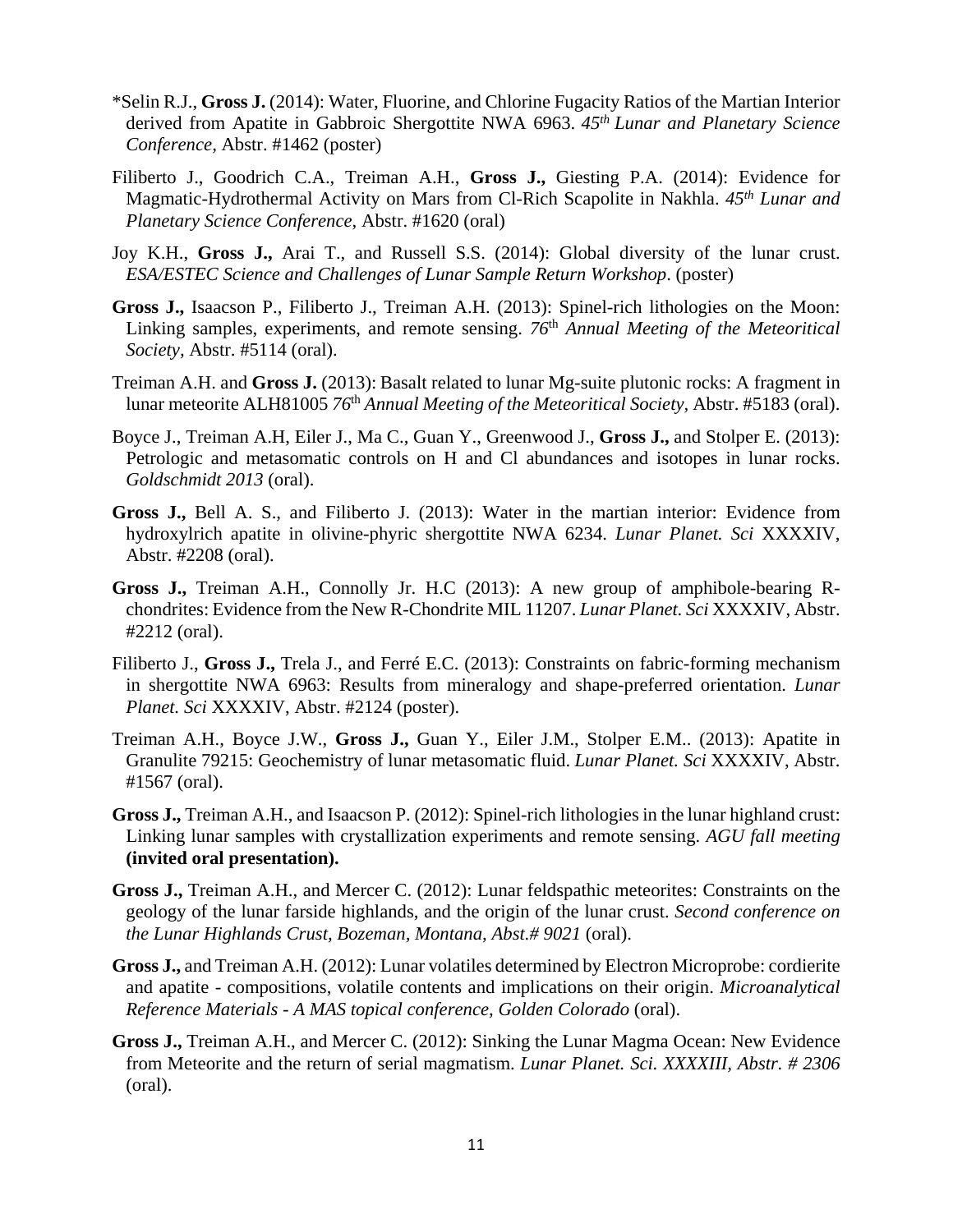*Selin R.J., **Gross J.** (2014): Water, Fluorine, and Chlorine Fugacity Ratios of the Martian Interior derived from Apatite in Gabbroic Shergottite NWA 6963. *45th Lunar and Planetary Science Conference*, Abstr. #1462 (poster)

Filiberto J., Goodrich C.A., Treiman A.H., **Gross J.,** Giesting P.A. (2014): Evidence for Magmatic-Hydrothermal Activity on Mars from Cl-Rich Scapolite in Nakhla. *45th Lunar and Planetary Science Conference*, Abstr. #1620 (oral)

Joy K.H., **Gross J.,** Arai T., and Russell S.S. (2014): Global diversity of the lunar crust. *ESA/ESTEC Science and Challenges of Lunar Sample Return Workshop*. (poster)

**Gross J.,** Isaacson P., Filiberto J., Treiman A.H. (2013): Spinel-rich lithologies on the Moon: Linking samples, experiments, and remote sensing. *76th Annual Meeting of the Meteoritical Society*, Abstr. #5114 (oral).

Treiman A.H. and **Gross J.** (2013): Basalt related to lunar Mg-suite plutonic rocks: A fragment in lunar meteorite ALH81005 *76th Annual Meeting of the Meteoritical Society*, Abstr. #5183 (oral).

Boyce J., Treiman A.H, Eiler J., Ma C., Guan Y., Greenwood J., **Gross J.,** and Stolper E. (2013): Petrologic and metasomatic controls on H and Cl abundances and isotopes in lunar rocks. *Goldschmidt 2013* (oral).

**Gross J.,** Bell A. S., and Filiberto J. (2013): Water in the martian interior: Evidence from hydroxylrich apatite in olivine-phyric shergottite NWA 6234. *Lunar Planet. Sci* XXXXIV, Abstr. #2208 (oral).

**Gross J.,** Treiman A.H., Connolly Jr. H.C (2013): A new group of amphibole-bearing R-chondrites: Evidence from the New R-Chondrite MIL 11207. *Lunar Planet. Sci* XXXXIV, Abstr. #2212 (oral).

Filiberto J., **Gross J.,** Trela J., and Ferré E.C. (2013): Constraints on fabric-forming mechanism in shergottite NWA 6963: Results from mineralogy and shape-preferred orientation. *Lunar Planet. Sci* XXXXIV, Abstr. #2124 (poster).

Treiman A.H., Boyce J.W., **Gross J.,** Guan Y., Eiler J.M., Stolper E.M.. (2013): Apatite in Granulite 79215: Geochemistry of lunar metasomatic fluid. *Lunar Planet. Sci* XXXXIV, Abstr. #1567 (oral).

**Gross J.,** Treiman A.H., and Isaacson P. (2012): Spinel-rich lithologies in the lunar highland crust: Linking lunar samples with crystallization experiments and remote sensing. *AGU fall meeting* **(invited oral presentation).**

**Gross J.,** Treiman A.H., and Mercer C. (2012): Lunar feldspathic meteorites: Constraints on the geology of the lunar farside highlands, and the origin of the lunar crust. *Second conference on the Lunar Highlands Crust, Bozeman, Montana, Abst.# 9021* (oral).

**Gross J.,** and Treiman A.H. (2012): Lunar volatiles determined by Electron Microprobe: cordierite and apatite - compositions, volatile contents and implications on their origin. *Microanalytical Reference Materials - A MAS topical conference, Golden Colorado* (oral).

**Gross J.,** Treiman A.H., and Mercer C. (2012): Sinking the Lunar Magma Ocean: New Evidence from Meteorite and the return of serial magmatism. *Lunar Planet. Sci. XXXXIII, Abstr. # 2306* (oral).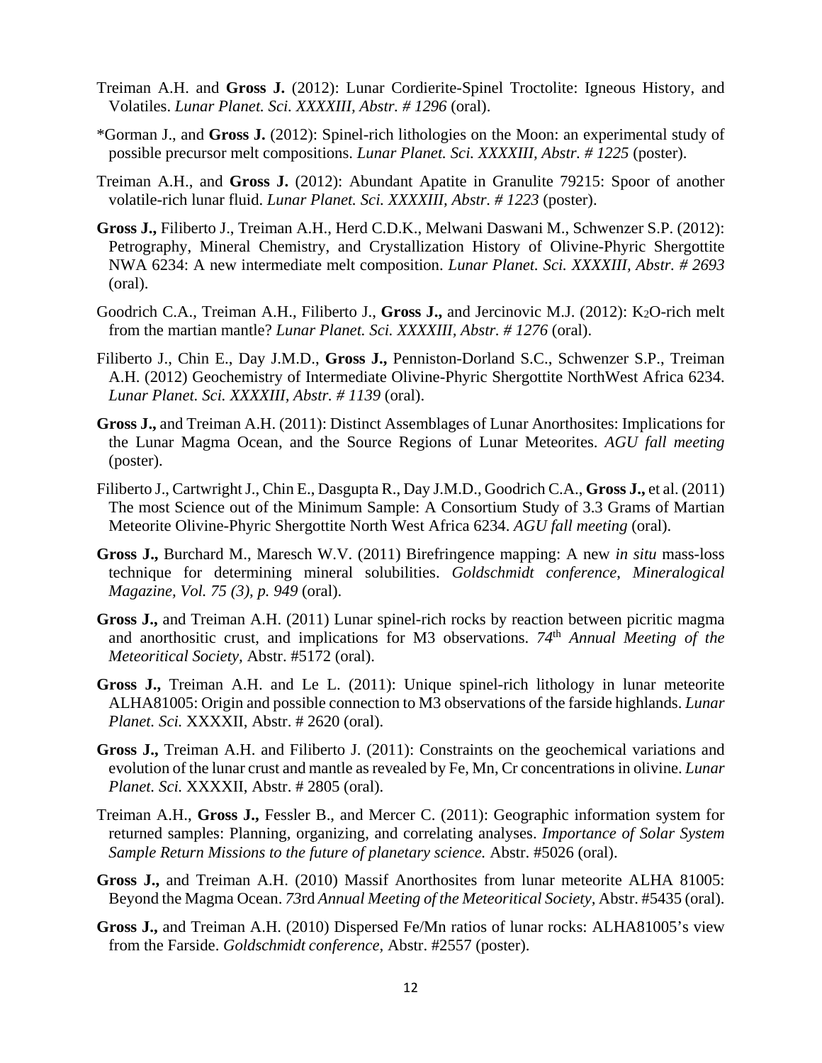Treiman A.H. and **Gross J.** (2012): Lunar Cordierite-Spinel Troctolite: Igneous History, and Volatiles. *Lunar Planet. Sci. XXXXIII, Abstr. # 1296* (oral).

*Gorman J., and **Gross J.** (2012): Spinel-rich lithologies on the Moon: an experimental study of possible precursor melt compositions. *Lunar Planet. Sci. XXXXIII, Abstr. # 1225* (poster).

Treiman A.H., and **Gross J.** (2012): Abundant Apatite in Granulite 79215: Spoor of another volatile-rich lunar fluid. *Lunar Planet. Sci. XXXXIII, Abstr. # 1223* (poster).

**Gross J.,** Filiberto J., Treiman A.H., Herd C.D.K., Melwani Daswani M., Schwenzer S.P. (2012): Petrography, Mineral Chemistry, and Crystallization History of Olivine-Phyric Shergottite NWA 6234: A new intermediate melt composition. *Lunar Planet. Sci. XXXXIII, Abstr. # 2693* (oral).

Goodrich C.A., Treiman A.H., Filiberto J., **Gross J.,** and Jercinovic M.J. (2012): $K_2O$-rich melt from the martian mantle? *Lunar Planet. Sci. XXXXIII, Abstr. # 1276* (oral).

Filiberto J., Chin E., Day J.M.D., **Gross J.,** Penniston-Dorland S.C., Schwenzer S.P., Treiman A.H. (2012) Geochemistry of Intermediate Olivine-Phyric Shergottite NorthWest Africa 6234. *Lunar Planet. Sci. XXXXIII, Abstr. # 1139* (oral).

**Gross J.,** and Treiman A.H. (2011): Distinct Assemblages of Lunar Anorthosites: Implications for the Lunar Magma Ocean, and the Source Regions of Lunar Meteorites. *AGU fall meeting* (poster).

Filiberto J., Cartwright J., Chin E., Dasgupta R., Day J.M.D., Goodrich C.A., **Gross J.,** et al. (2011) The most Science out of the Minimum Sample: A Consortium Study of 3.3 Grams of Martian Meteorite Olivine-Phyric Shergottite North West Africa 6234. *AGU fall meeting* (oral).

**Gross J.,** Burchard M., Maresch W.V. (2011) Birefringence mapping: A new *in situ* mass-loss technique for determining mineral solubilities. *Goldschmidt conference*, *Mineralogical Magazine, Vol. 75 (3), p. 949* (oral).

**Gross J.,** and Treiman A.H. (2011) Lunar spinel-rich rocks by reaction between picritic magma and anorthositic crust, and implications for M3 observations. *74th Annual Meeting of the Meteoritical Society,* Abstr. #5172 (oral).

**Gross J.,** Treiman A.H. and Le L. (2011): Unique spinel-rich lithology in lunar meteorite ALHA81005: Origin and possible connection to M3 observations of the farside highlands. *Lunar Planet. Sci.* XXXXII, Abstr. # 2620 (oral).

**Gross J.,** Treiman A.H. and Filiberto J. (2011): Constraints on the geochemical variations and evolution of the lunar crust and mantle as revealed by Fe, Mn, Cr concentrations in olivine. *Lunar Planet. Sci.* XXXXII, Abstr. # 2805 (oral).

Treiman A.H., **Gross J.,** Fessler B., and Mercer C. (2011): Geographic information system for returned samples: Planning, organizing, and correlating analyses. *Importance of Solar System Sample Return Missions to the future of planetary science.* Abstr. #5026 (oral).

**Gross J.,** and Treiman A.H. (2010) Massif Anorthosites from lunar meteorite ALHA 81005: Beyond the Magma Ocean. *73rd Annual Meeting of the Meteoritical Society*, Abstr. #5435 (oral).

**Gross J.,** and Treiman A.H. (2010) Dispersed Fe/Mn ratios of lunar rocks: ALHA81005's view from the Farside. *Goldschmidt conference,* Abstr. #2557 (poster).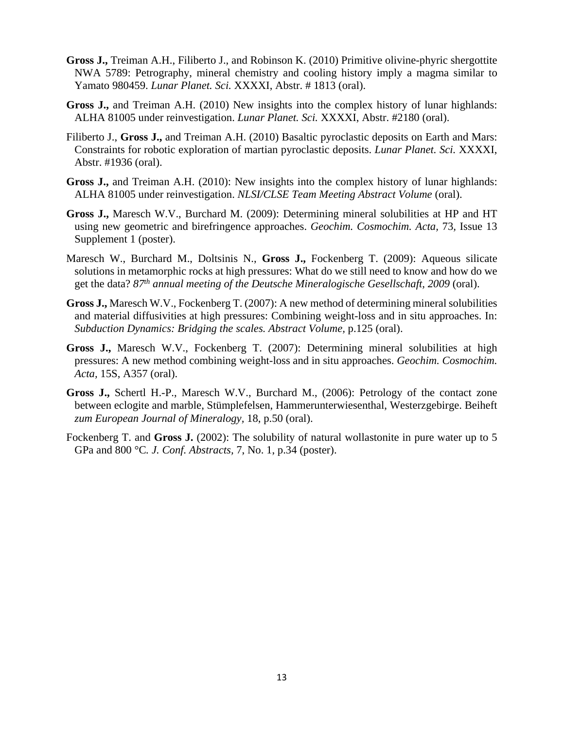**Gross J.,** Treiman A.H., Filiberto J., and Robinson K. (2010) Primitive olivine-phyric shergottite NWA 5789: Petrography, mineral chemistry and cooling history imply a magma similar to Yamato 980459. *Lunar Planet. Sci.* XXXXI, Abstr. # 1813 (oral).

**Gross J.,** and Treiman A.H. (2010) New insights into the complex history of lunar highlands: ALHA 81005 under reinvestigation. *Lunar Planet. Sci.* XXXXI, Abstr. #2180 (oral).

Filiberto J., **Gross J.,** and Treiman A.H. (2010) Basaltic pyroclastic deposits on Earth and Mars: Constraints for robotic exploration of martian pyroclastic deposits. *Lunar Planet. Sci.* XXXXI, Abstr. #1936 (oral).

**Gross J.,** and Treiman A.H. (2010): New insights into the complex history of lunar highlands: ALHA 81005 under reinvestigation. *NLSI/CLSE Team Meeting Abstract Volume* (oral).

**Gross J.,** Maresch W.V., Burchard M. (2009): Determining mineral solubilities at HP and HT using new geometric and birefringence approaches. *Geochim. Cosmochim. Acta*, 73, Issue 13 Supplement 1 (poster).

Maresch W., Burchard M., Doltsinis N., **Gross J.,** Fockenberg T. (2009): Aqueous silicate solutions in metamorphic rocks at high pressures: What do we still need to know and how do we get the data? *87th annual meeting of the Deutsche Mineralogische Gesellschaft, 2009* (oral).

**Gross J.,** Maresch W.V., Fockenberg T. (2007): A new method of determining mineral solubilities and material diffusivities at high pressures: Combining weight-loss and in situ approaches. In: *Subduction Dynamics: Bridging the scales. Abstract Volume*, p.125 (oral).

**Gross J.,** Maresch W.V., Fockenberg T. (2007): Determining mineral solubilities at high pressures: A new method combining weight-loss and in situ approaches. *Geochim. Cosmochim. Acta,* 15S, A357 (oral).

**Gross J.,** Schertl H.-P., Maresch W.V., Burchard M., (2006): Petrology of the contact zone between eclogite and marble, Stümplefelsen, Hammerunterwiesenthal, Westerzgebirge. Beiheft *zum European Journal of Mineralogy,* 18, p.50 (oral).

Fockenberg T. and **Gross J.** (2002): The solubility of natural wollastonite in pure water up to 5 GPa and 800 °C*. J. Conf. Abstracts,* 7, No. 1, p.34 (poster).